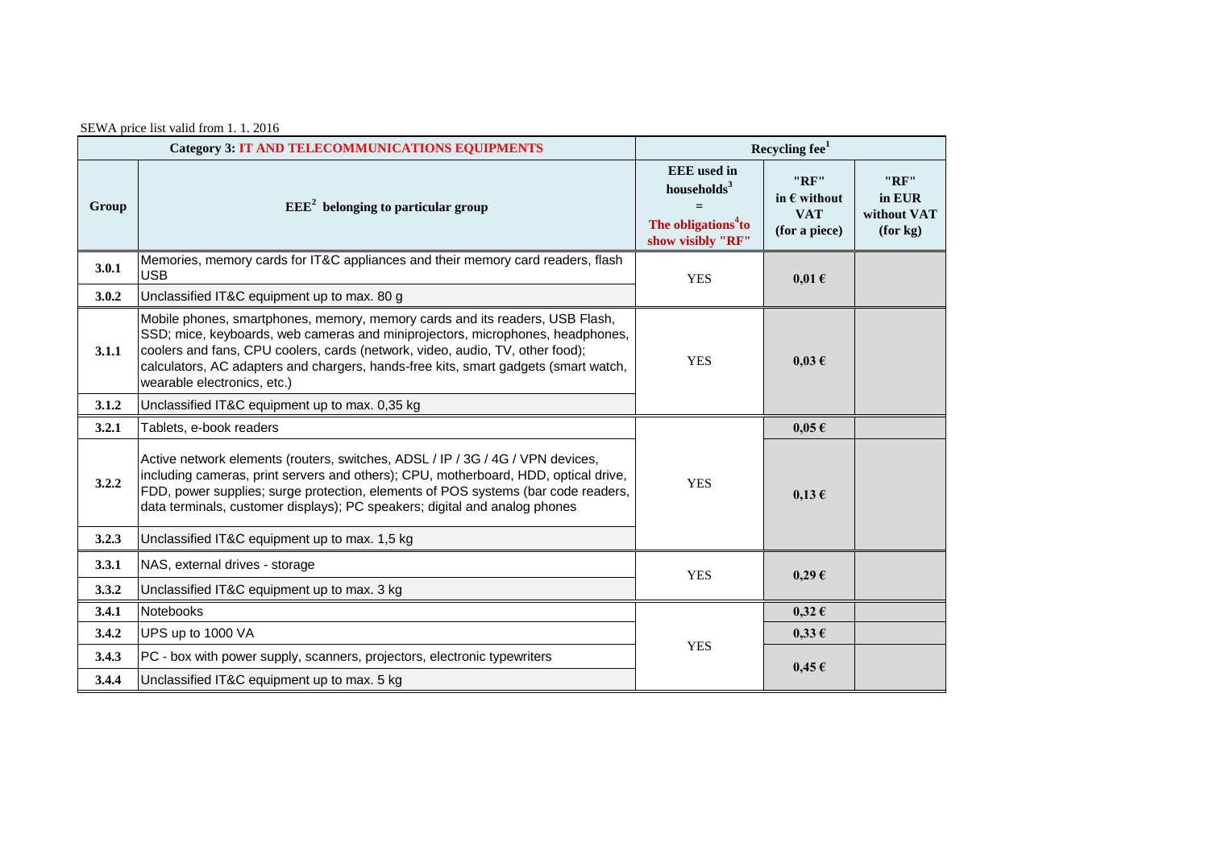SEWA price list valid from 1. 1. 2016

| Category 3: IT AND TELECOMMUNICATIONS EQUIPMENTS | | Recycling fee[1] | | |
|---|---|---|---|---|
| Group | EEE[2] belonging to particular group | EEE used in households[3] = The obligations[4] to show visibly "RF" | "RF" in € without VAT (for a piece) | "RF" in EUR without VAT (for kg) |
| 3.0.1 | Memories, memory cards for IT&C appliances and their memory card readers, flash USB | YES | 0,01 € | |
| 3.0.2 | Unclassified IT&C equipment up to max. 80 g | | | |
| 3.1.1 | Mobile phones, smartphones, memory, memory cards and its readers, USB Flash, SSD; mice, keyboards, web cameras and miniprojectors, microphones, headphones, coolers and fans, CPU coolers, cards (network, video, audio, TV, other food); calculators, AC adapters and chargers, hands-free kits, smart gadgets (smart watch, wearable electronics, etc.) | YES | 0,03 € | |
| 3.1.2 | Unclassified IT&C equipment up to max. 0,35 kg | | | |
| 3.2.1 | Tablets, e-book readers | YES | 0,05 € | |
| 3.2.2 | Active network elements (routers, switches, ADSL / IP / 3G / 4G / VPN devices, including cameras, print servers and others); CPU, motherboard, HDD, optical drive, FDD, power supplies; surge protection, elements of POS systems (bar code readers, data terminals, customer displays); PC speakers; digital and analog phones | | 0,13 € | |
| 3.2.3 | Unclassified IT&C equipment up to max. 1,5 kg | | | |
| 3.3.1 | NAS, external drives - storage | YES | 0,29 € | |
| 3.3.2 | Unclassified IT&C equipment up to max. 3 kg | | | |
| 3.4.1 | Notebooks | YES | 0,32 € | |
| 3.4.2 | UPS up to 1000 VA | | 0,33 € | |
| 3.4.3 | PC - box with power supply, scanners, projectors, electronic typewriters | | 0,45 € | |
| 3.4.4 | Unclassified IT&C equipment up to max. 5 kg | | | |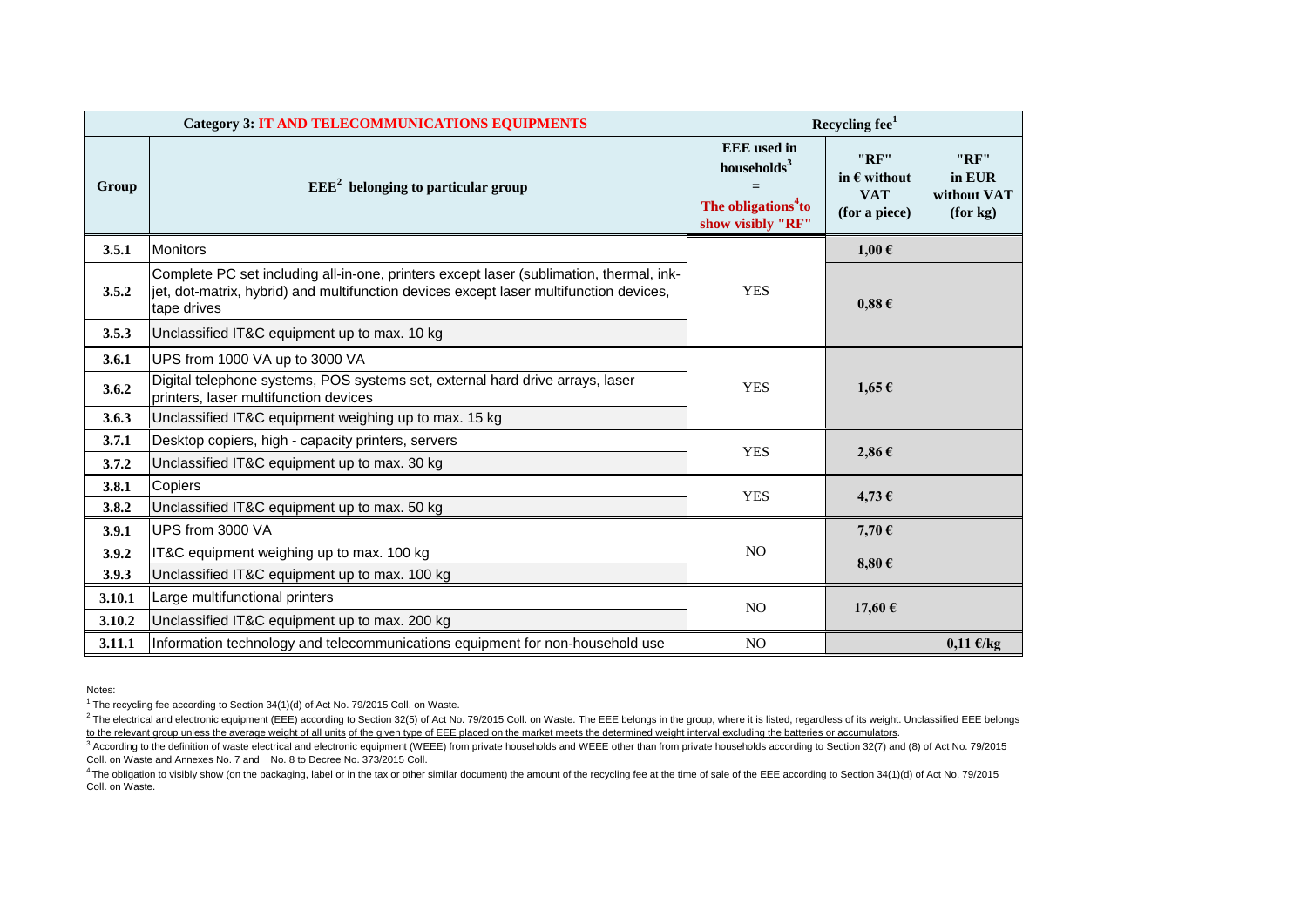| Category 3: IT AND TELECOMMUNICATIONS EQUIPMENTS | | Recycling fee[1] | | |
|---|---|---|---|---|
| Group | EEE[2] belonging to particular group | EEE used in households[3] = The obligations[4] to show visibly "RF" | "RF" in € without VAT (for a piece) | "RF" in EUR without VAT (for kg) |
| 3.5.1 | Monitors | YES | 1,00 € | |
| 3.5.2 | Complete PC set including all-in-one, printers except laser (sublimation, thermal, ink-jet, dot-matrix, hybrid) and multifunction devices except laser multifunction devices, tape drives | YES | 0,88 € | |
| 3.5.3 | Unclassified IT&C equipment up to max. 10 kg | YES | 0,88 € | |
| 3.6.1 | UPS from 1000 VA up to 3000 VA | YES | 1,65 € | |
| 3.6.2 | Digital telephone systems, POS systems set, external hard drive arrays, laser printers, laser multifunction devices | YES | 1,65 € | |
| 3.6.3 | Unclassified IT&C equipment weighing up to max. 15 kg | YES | 1,65 € | |
| 3.7.1 | Desktop copiers, high - capacity printers, servers | YES | 2,86 € | |
| 3.7.2 | Unclassified IT&C equipment up to max. 30 kg | YES | 2,86 € | |
| 3.8.1 | Copiers | YES | 4,73 € | |
| 3.8.2 | Unclassified IT&C equipment up to max. 50 kg | YES | 4,73 € | |
| 3.9.1 | UPS from 3000 VA | NO | 7,70 € | |
| 3.9.2 | IT&C equipment weighing up to max. 100 kg | NO | 8,80 € | |
| 3.9.3 | Unclassified IT&C equipment up to max. 100 kg | NO | 8,80 € | |
| 3.10.1 | Large multifunctional printers | NO | 17,60 € | |
| 3.10.2 | Unclassified IT&C equipment up to max. 200 kg | NO | 17,60 € | |
| 3.11.1 | Information technology and telecommunications equipment for non-household use | NO | | 0,11 €/kg |

Notes:

[1] The recycling fee according to Section 34(1)(d) of Act No. 79/2015 Coll. on Waste.

[2] The electrical and electronic equipment (EEE) according to Section 32(5) of Act No. 79/2015 Coll. on Waste. The EEE belongs in the group, where it is listed, regardless of its weight. Unclassified EEE belongs to the relevant group unless the average weight of all units of the given type of EEE placed on the market meets the determined weight interval excluding the batteries or accumulators.

[3] According to the definition of waste electrical and electronic equipment (WEEE) from private households and WEEE other than from private households according to Section 32(7) and (8) of Act No. 79/2015 Coll. on Waste and Annexes No. 7 and No. 8 to Decree No. 373/2015 Coll.

[4] The obligation to visibly show (on the packaging, label or in the tax or other similar document) the amount of the recycling fee at the time of sale of the EEE according to Section 34(1)(d) of Act No. 79/2015 Coll. on Waste.